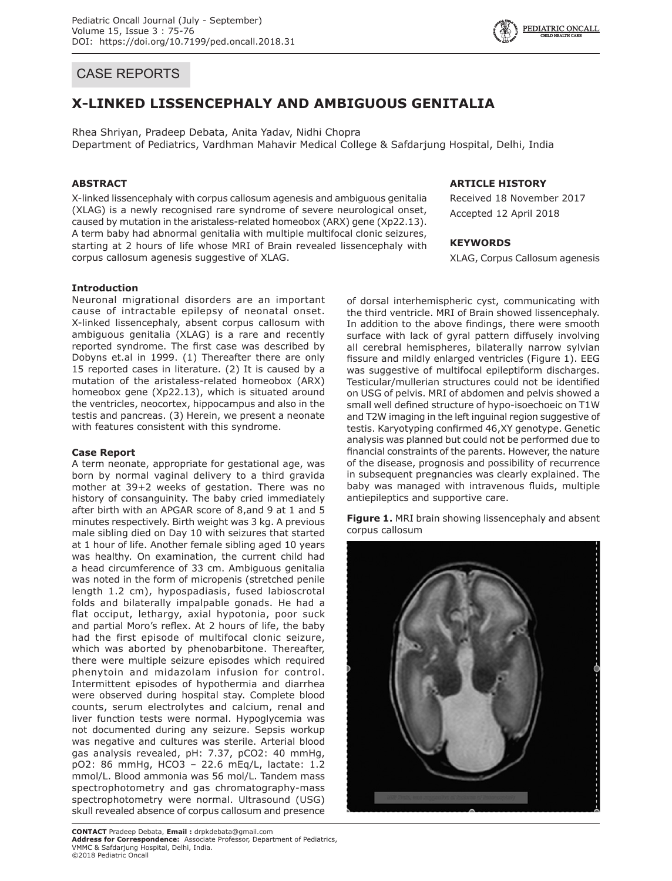## CASE REPORTS

# X-LINKED LISSENCEPHALY AND AMBIGUOUS GENITALIA

Rhea Shriyan, Pradeep Debata, Anita Yadav, Nidhi Chopra
Department of Pediatrics, Vardhman Mahavir Medical College & Safdarjung Hospital, Delhi, India

### ABSTRACT

X-linked lissencephaly with corpus callosum agenesis and ambiguous genitalia (XLAG) is a newly recognised rare syndrome of severe neurological onset, caused by mutation in the aristaless-related homeobox (ARX) gene (Xp22.13). A term baby had abnormal genitalia with multiple multifocal clonic seizures, starting at 2 hours of life whose MRI of Brain revealed lissencephaly with corpus callosum agenesis suggestive of XLAG.

### ARTICLE HISTORY

Received 18 November 2017
Accepted 12 April 2018

### KEYWORDS

XLAG, Corpus Callosum agenesis

### Introduction

Neuronal migrational disorders are an important cause of intractable epilepsy of neonatal onset. X-linked lissencephaly, absent corpus callosum with ambiguous genitalia (XLAG) is a rare and recently reported syndrome. The first case was described by Dobyns et.al in 1999. (1) Thereafter there are only 15 reported cases in literature. (2) It is caused by a mutation of the aristaless-related homeobox (ARX) homeobox gene (Xp22.13), which is situated around the ventricles, neocortex, hippocampus and also in the testis and pancreas. (3) Herein, we present a neonate with features consistent with this syndrome.

### Case Report

A term neonate, appropriate for gestational age, was born by normal vaginal delivery to a third gravida mother at 39+2 weeks of gestation. There was no history of consanguinity. The baby cried immediately after birth with an APGAR score of 8,and 9 at 1 and 5 minutes respectively. Birth weight was 3 kg. A previous male sibling died on Day 10 with seizures that started at 1 hour of life. Another female sibling aged 10 years was healthy. On examination, the current child had a head circumference of 33 cm. Ambiguous genitalia was noted in the form of micropenis (stretched penile length 1.2 cm), hypospadiasis, fused labioscrotal folds and bilaterally impalpable gonads. He had a flat occiput, lethargy, axial hypotonia, poor suck and partial Moro's reflex. At 2 hours of life, the baby had the first episode of multifocal clonic seizure, which was aborted by phenobarbitone. Thereafter, there were multiple seizure episodes which required phenytoin and midazolam infusion for control. Intermittent episodes of hypothermia and diarrhea were observed during hospital stay. Complete blood counts, serum electrolytes and calcium, renal and liver function tests were normal. Hypoglycemia was not documented during any seizure. Sepsis workup was negative and cultures was sterile. Arterial blood gas analysis revealed, pH: 7.37, $pCO_2$: 40 mmHg, $pO_2$: 86 mmHg, $HCO_3$ – 22.6 mEq/L, lactate: 1.2 mmol/L. Blood ammonia was 56 mol/L. Tandem mass spectrophotometry and gas chromatography-mass spectrophotometry were normal. Ultrasound (USG) skull revealed absence of corpus callosum and presence of dorsal interhemispheric cyst, communicating with the third ventricle. MRI of Brain showed lissencephaly. In addition to the above findings, there were smooth surface with lack of gyral pattern diffusely involving all cerebral hemispheres, bilaterally narrow sylvian fissure and mildly enlarged ventricles (Figure 1). EEG was suggestive of multifocal epileptiform discharges. Testicular/mullerian structures could not be identified on USG of pelvis. MRI of abdomen and pelvis showed a small well defined structure of hypo-isoechoeic on T1W and T2W imaging in the left inguinal region suggestive of testis. Karyotyping confirmed 46,XY genotype. Genetic analysis was planned but could not be performed due to financial constraints of the parents. However, the nature of the disease, prognosis and possibility of recurrence in subsequent pregnancies was clearly explained. The baby was managed with intravenous fluids, multiple antiepileptics and supportive care.

**Figure 1.** MRI brain showing lissencephaly and absent corpus callosum

**CONTACT** Pradeep Debata, **Email :** drpkdebata@gmail.com
**Address for Correspondence:** Associate Professor, Department of Pediatrics, VMMC & Safdarjung Hospital, Delhi, India.
©2018 Pediatric Oncall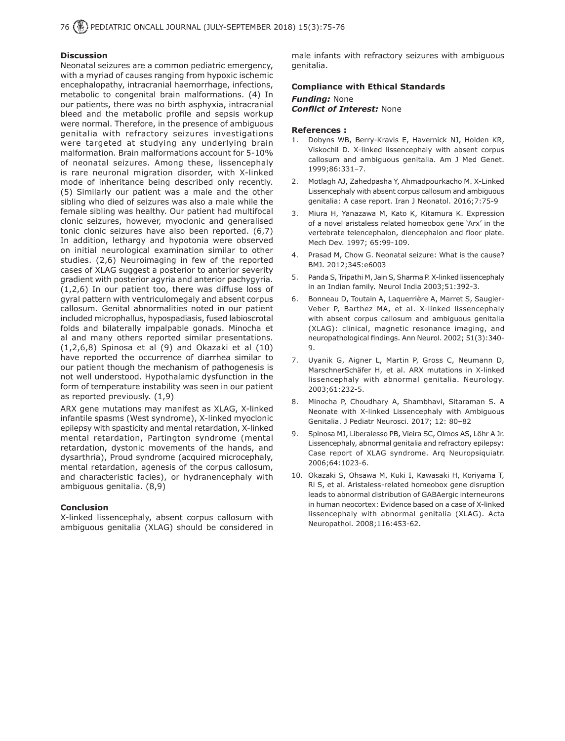## Discussion

Neonatal seizures are a common pediatric emergency, with a myriad of causes ranging from hypoxic ischemic encephalopathy, intracranial haemorrhage, infections, metabolic to congenital brain malformations. (4) In our patients, there was no birth asphyxia, intracranial bleed and the metabolic profile and sepsis workup were normal. Therefore, in the presence of ambiguous genitalia with refractory seizures investigations were targeted at studying any underlying brain malformation. Brain malformations account for 5-10% of neonatal seizures. Among these, lissencephaly is rare neuronal migration disorder, with X-linked mode of inheritance being described only recently. (5) Similarly our patient was a male and the other sibling who died of seizures was also a male while the female sibling was healthy. Our patient had multifocal clonic seizures, however, myoclonic and generalised tonic clonic seizures have also been reported. (6,7) In addition, lethargy and hypotonia were observed on initial neurological examination similar to other studies. (2,6) Neuroimaging in few of the reported cases of XLAG suggest a posterior to anterior severity gradient with posterior agyria and anterior pachygyria. (1,2,6) In our patient too, there was diffuse loss of gyral pattern with ventriculomegaly and absent corpus callosum. Genital abnormalities noted in our patient included microphallus, hypospadiasis, fused labioscrotal folds and bilaterally impalpable gonads. Minocha et al and many others reported similar presentations. (1,2,6,8) Spinosa et al (9) and Okazaki et al (10) have reported the occurrence of diarrhea similar to our patient though the mechanism of pathogenesis is not well understood. Hypothalamic dysfunction in the form of temperature instability was seen in our patient as reported previously. (1,9)

ARX gene mutations may manifest as XLAG, X-linked infantile spasms (West syndrome), X-linked myoclonic epilepsy with spasticity and mental retardation, X-linked mental retardation, Partington syndrome (mental retardation, dystonic movements of the hands, and dysarthria), Proud syndrome (acquired microcephaly, mental retardation, agenesis of the corpus callosum, and characteristic facies), or hydranencephaly with ambiguous genitalia. (8,9)

## Conclusion

X-linked lissencephaly, absent corpus callosum with ambiguous genitalia (XLAG) should be considered in male infants with refractory seizures with ambiguous genitalia.

## Compliance with Ethical Standards

***Funding:*** None

***Conflict of Interest:*** None

## References :

1. Dobyns WB, Berry-Kravis E, Havernick NJ, Holden KR, Viskochil D. X-linked lissencephaly with absent corpus callosum and ambiguous genitalia. Am J Med Genet. 1999;86:331–7.
2. Motlagh AJ, Zahedpasha Y, Ahmadpourkacho M. X-Linked Lissencephaly with absent corpus callosum and ambiguous genitalia: A case report. Iran J Neonatol. 2016;7:75-9
3. Miura H, Yanazawa M, Kato K, Kitamura K. Expression of a novel aristaless related homeobox gene 'Arx' in the vertebrate telencephalon, diencephalon and floor plate. Mech Dev. 1997; 65:99-109.
4. Prasad M, Chow G. Neonatal seizure: What is the cause? BMJ. 2012;345:e6003
5. Panda S, Tripathi M, Jain S, Sharma P. X-linked lissencephaly in an Indian family. Neurol India 2003;51:392-3.
6. Bonneau D, Toutain A, Laquerrière A, Marret S, Saugier-Veber P, Barthez MA, et al. X-linked lissencephaly with absent corpus callosum and ambiguous genitalia (XLAG): clinical, magnetic resonance imaging, and neuropathological findings. Ann Neurol. 2002; 51(3):340-9.
7. Uyanik G, Aigner L, Martin P, Gross C, Neumann D, MarschnerSchäfer H, et al. ARX mutations in X-linked lissencephaly with abnormal genitalia. Neurology. 2003;61:232-5.
8. Minocha P, Choudhary A, Shambhavi, Sitaraman S. A Neonate with X-linked Lissencephaly with Ambiguous Genitalia. J Pediatr Neurosci. 2017; 12: 80–82
9. Spinosa MJ, Liberalesso PB, Vieira SC, Olmos AS, Löhr A Jr. Lissencephaly, abnormal genitalia and refractory epilepsy: Case report of XLAG syndrome. Arq Neuropsiquiatr. 2006;64:1023-6.
10. Okazaki S, Ohsawa M, Kuki I, Kawasaki H, Koriyama T, Ri S, et al. Aristaless-related homeobox gene disruption leads to abnormal distribution of GABAergic interneurons in human neocortex: Evidence based on a case of X-linked lissencephaly with abnormal genitalia (XLAG). Acta Neuropathol. 2008;116:453-62.